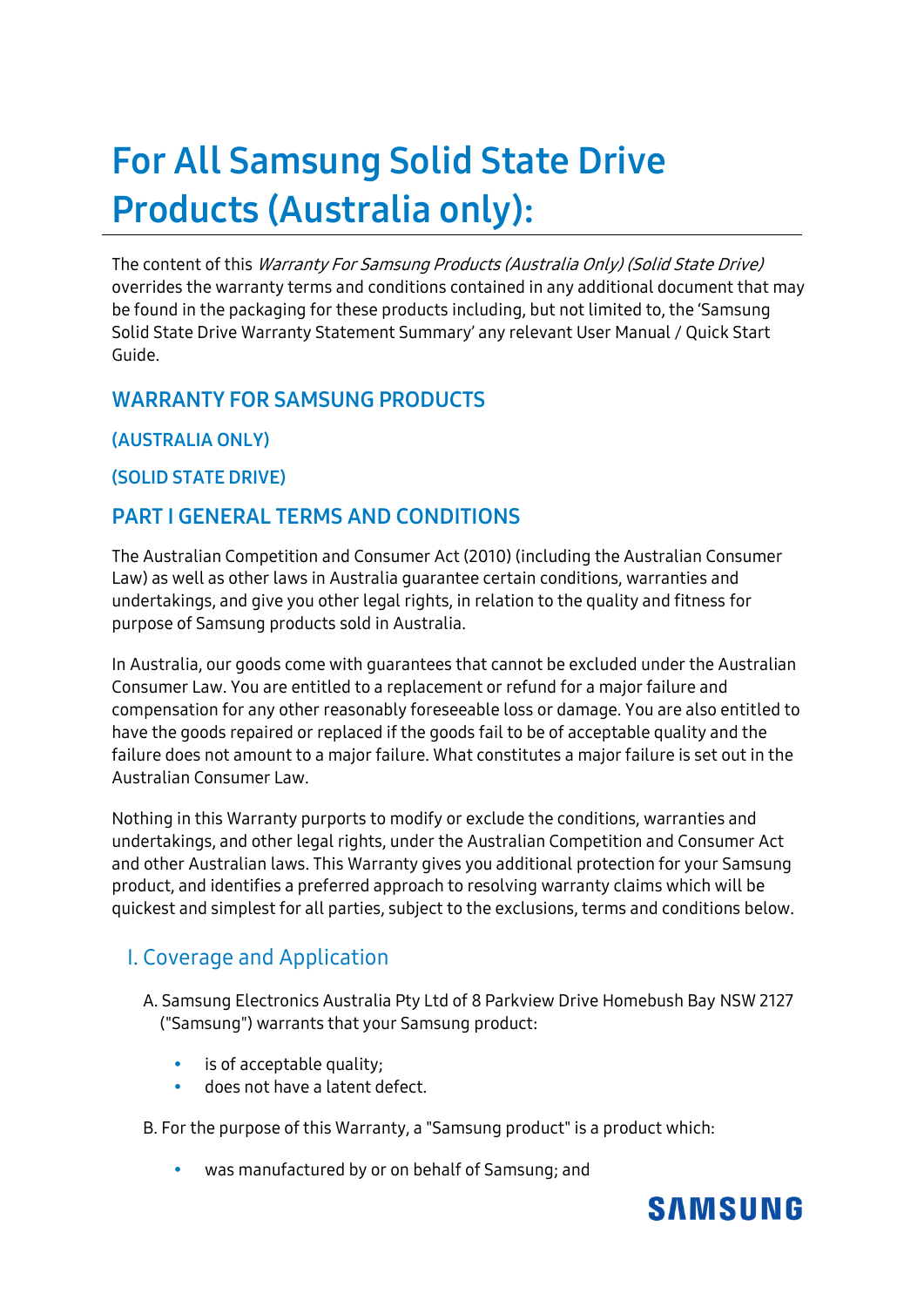# For All Samsung Solid State Drive Products (Australia only):

The content of this *Warranty For Samsung Products (Australia Only) (Solid State Drive)* overrides the warranty terms and conditions contained in any additional document that may be found in the packaging for these products including, but not limited to, the 'Samsung Solid State Drive Warranty Statement Summary' any relevant User Manual / Quick Start Guide.

## WARRANTY FOR SAMSUNG PRODUCTS

### (AUSTRALIA ONLY)

### (SOLID STATE DRIVE)

## PART I GENERAL TERMS AND CONDITIONS

The Australian Competition and Consumer Act (2010) (including the Australian Consumer Law) as well as other laws in Australia guarantee certain conditions, warranties and undertakings, and give you other legal rights, in relation to the quality and fitness for purpose of Samsung products sold in Australia.

In Australia, our goods come with guarantees that cannot be excluded under the Australian Consumer Law. You are entitled to a replacement or refund for a major failure and compensation for any other reasonably foreseeable loss or damage. You are also entitled to have the goods repaired or replaced if the goods fail to be of acceptable quality and the failure does not amount to a major failure. What constitutes a major failure is set out in the Australian Consumer Law.

Nothing in this Warranty purports to modify or exclude the conditions, warranties and undertakings, and other legal rights, under the Australian Competition and Consumer Act and other Australian laws. This Warranty gives you additional protection for your Samsung product, and identifies a preferred approach to resolving warranty claims which will be quickest and simplest for all parties, subject to the exclusions, terms and conditions below.

### I. Coverage and Application

A. Samsung Electronics Australia Pty Ltd of 8 Parkview Drive Homebush Bay NSW 2127 ("Samsung") warrants that your Samsung product:

- is of acceptable quality;
- does not have a latent defect.

B. For the purpose of this Warranty, a "Samsung product" is a product which:

- was manufactured by or on behalf of Samsung; and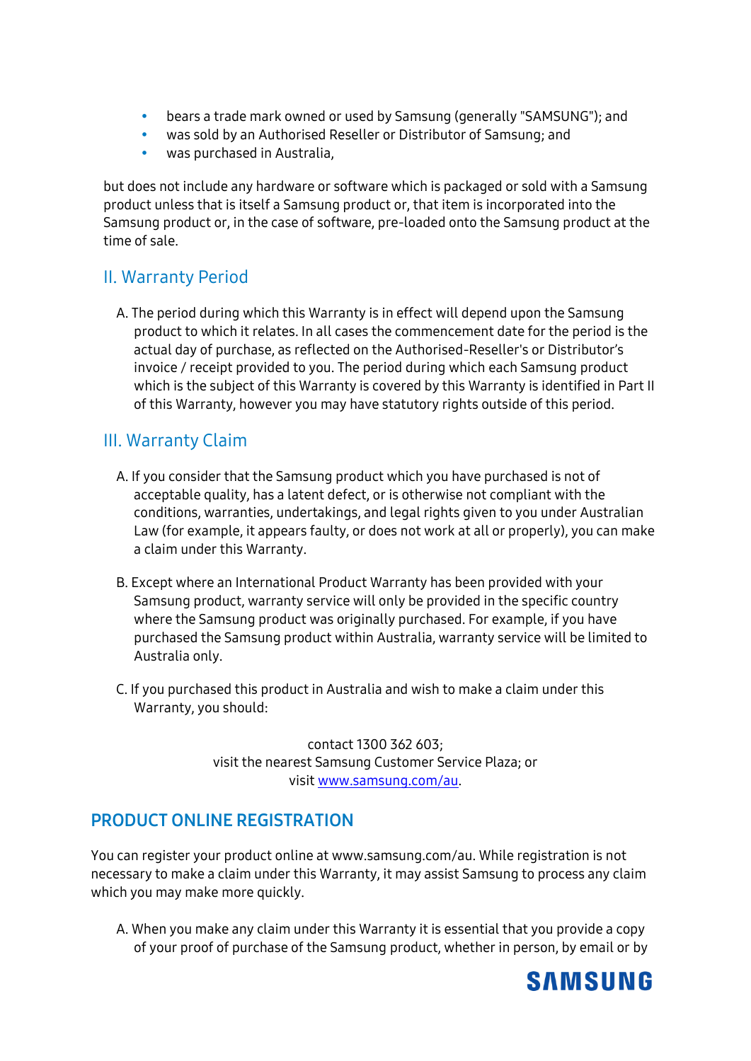- bears a trade mark owned or used by Samsung (generally "SAMSUNG"); and
- was sold by an Authorised Reseller or Distributor of Samsung; and
- was purchased in Australia,

but does not include any hardware or software which is packaged or sold with a Samsung product unless that is itself a Samsung product or, that item is incorporated into the Samsung product or, in the case of software, pre-loaded onto the Samsung product at the time of sale.

## II. Warranty Period

A. The period during which this Warranty is in effect will depend upon the Samsung product to which it relates. In all cases the commencement date for the period is the actual day of purchase, as reflected on the Authorised-Reseller's or Distributor's invoice / receipt provided to you. The period during which each Samsung product which is the subject of this Warranty is covered by this Warranty is identified in Part II of this Warranty, however you may have statutory rights outside of this period.

## III. Warranty Claim

A. If you consider that the Samsung product which you have purchased is not of acceptable quality, has a latent defect, or is otherwise not compliant with the conditions, warranties, undertakings, and legal rights given to you under Australian Law (for example, it appears faulty, or does not work at all or properly), you can make a claim under this Warranty.

B. Except where an International Product Warranty has been provided with your Samsung product, warranty service will only be provided in the specific country where the Samsung product was originally purchased. For example, if you have purchased the Samsung product within Australia, warranty service will be limited to Australia only.

C. If you purchased this product in Australia and wish to make a claim under this Warranty, you should:

contact 1300 362 603;
visit the nearest Samsung Customer Service Plaza; or
visit www.samsung.com/au.

## PRODUCT ONLINE REGISTRATION

You can register your product online at www.samsung.com/au. While registration is not necessary to make a claim under this Warranty, it may assist Samsung to process any claim which you may make more quickly.

A. When you make any claim under this Warranty it is essential that you provide a copy of your proof of purchase of the Samsung product, whether in person, by email or by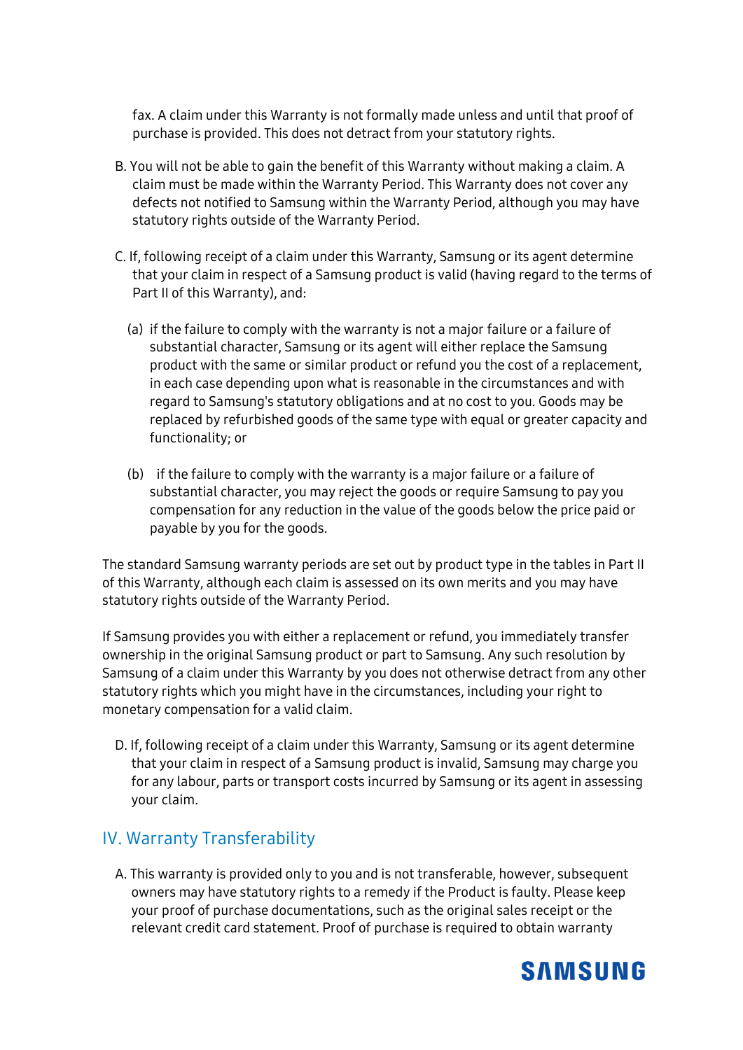fax. A claim under this Warranty is not formally made unless and until that proof of purchase is provided. This does not detract from your statutory rights.

B. You will not be able to gain the benefit of this Warranty without making a claim. A claim must be made within the Warranty Period. This Warranty does not cover any defects not notified to Samsung within the Warranty Period, although you may have statutory rights outside of the Warranty Period.

C. If, following receipt of a claim under this Warranty, Samsung or its agent determine that your claim in respect of a Samsung product is valid (having regard to the terms of Part II of this Warranty), and:

(a) if the failure to comply with the warranty is not a major failure or a failure of substantial character, Samsung or its agent will either replace the Samsung product with the same or similar product or refund you the cost of a replacement, in each case depending upon what is reasonable in the circumstances and with regard to Samsung's statutory obligations and at no cost to you. Goods may be replaced by refurbished goods of the same type with equal or greater capacity and functionality; or

(b) if the failure to comply with the warranty is a major failure or a failure of substantial character, you may reject the goods or require Samsung to pay you compensation for any reduction in the value of the goods below the price paid or payable by you for the goods.

The standard Samsung warranty periods are set out by product type in the tables in Part II of this Warranty, although each claim is assessed on its own merits and you may have statutory rights outside of the Warranty Period.

If Samsung provides you with either a replacement or refund, you immediately transfer ownership in the original Samsung product or part to Samsung. Any such resolution by Samsung of a claim under this Warranty by you does not otherwise detract from any other statutory rights which you might have in the circumstances, including your right to monetary compensation for a valid claim.

D. If, following receipt of a claim under this Warranty, Samsung or its agent determine that your claim in respect of a Samsung product is invalid, Samsung may charge you for any labour, parts or transport costs incurred by Samsung or its agent in assessing your claim.

## IV. Warranty Transferability

A. This warranty is provided only to you and is not transferable, however, subsequent owners may have statutory rights to a remedy if the Product is faulty. Please keep your proof of purchase documentations, such as the original sales receipt or the relevant credit card statement. Proof of purchase is required to obtain warranty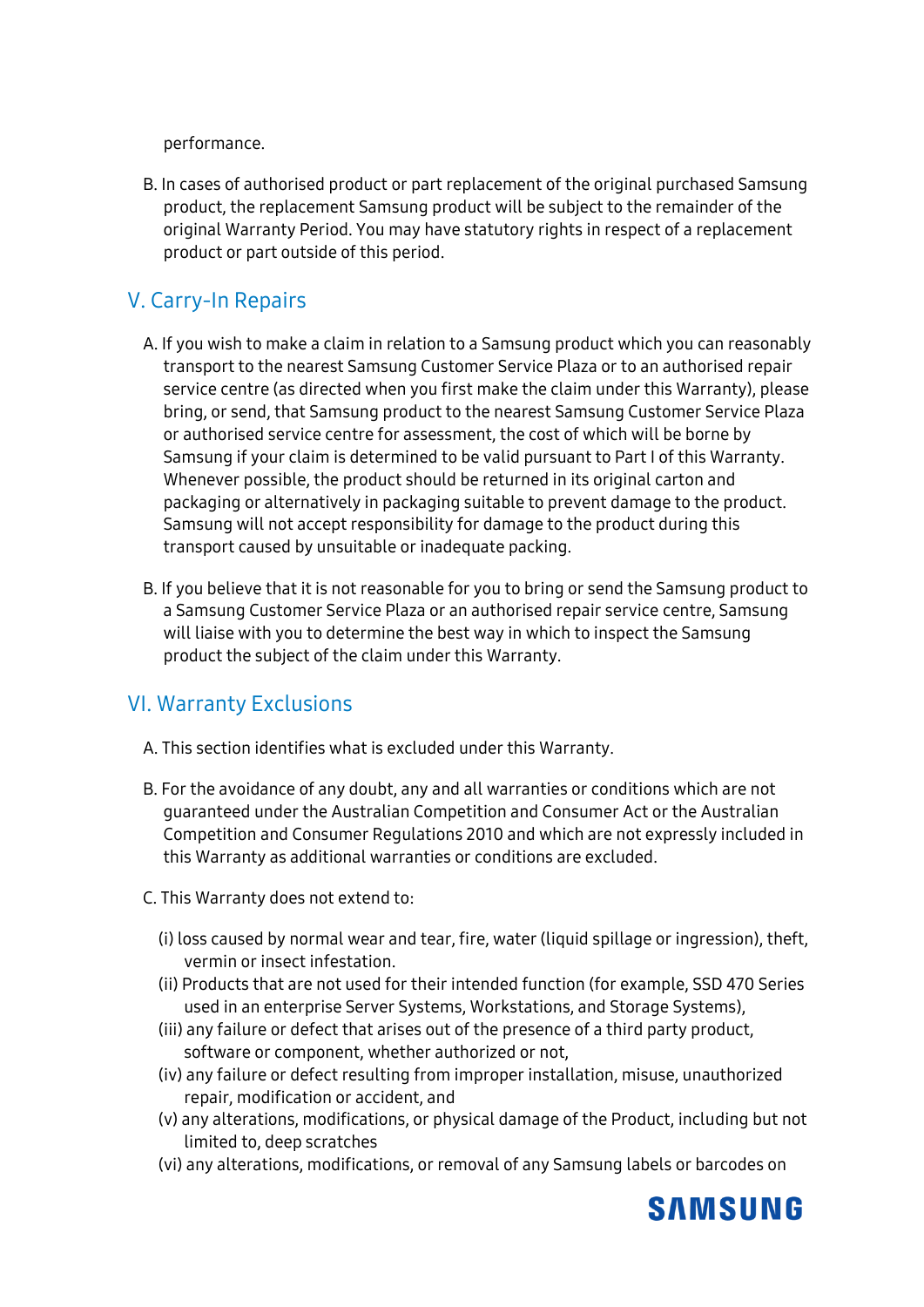performance.

B. In cases of authorised product or part replacement of the original purchased Samsung product, the replacement Samsung product will be subject to the remainder of the original Warranty Period. You may have statutory rights in respect of a replacement product or part outside of this period.

## V. Carry-In Repairs

A. If you wish to make a claim in relation to a Samsung product which you can reasonably transport to the nearest Samsung Customer Service Plaza or to an authorised repair service centre (as directed when you first make the claim under this Warranty), please bring, or send, that Samsung product to the nearest Samsung Customer Service Plaza or authorised service centre for assessment, the cost of which will be borne by Samsung if your claim is determined to be valid pursuant to Part I of this Warranty. Whenever possible, the product should be returned in its original carton and packaging or alternatively in packaging suitable to prevent damage to the product. Samsung will not accept responsibility for damage to the product during this transport caused by unsuitable or inadequate packing.

B. If you believe that it is not reasonable for you to bring or send the Samsung product to a Samsung Customer Service Plaza or an authorised repair service centre, Samsung will liaise with you to determine the best way in which to inspect the Samsung product the subject of the claim under this Warranty.

## VI. Warranty Exclusions

A. This section identifies what is excluded under this Warranty.

B. For the avoidance of any doubt, any and all warranties or conditions which are not guaranteed under the Australian Competition and Consumer Act or the Australian Competition and Consumer Regulations 2010 and which are not expressly included in this Warranty as additional warranties or conditions are excluded.

C. This Warranty does not extend to:

(i) loss caused by normal wear and tear, fire, water (liquid spillage or ingression), theft, vermin or insect infestation.
(ii) Products that are not used for their intended function (for example, SSD 470 Series used in an enterprise Server Systems, Workstations, and Storage Systems),
(iii) any failure or defect that arises out of the presence of a third party product, software or component, whether authorized or not,
(iv) any failure or defect resulting from improper installation, misuse, unauthorized repair, modification or accident, and
(v) any alterations, modifications, or physical damage of the Product, including but not limited to, deep scratches
(vi) any alterations, modifications, or removal of any Samsung labels or barcodes on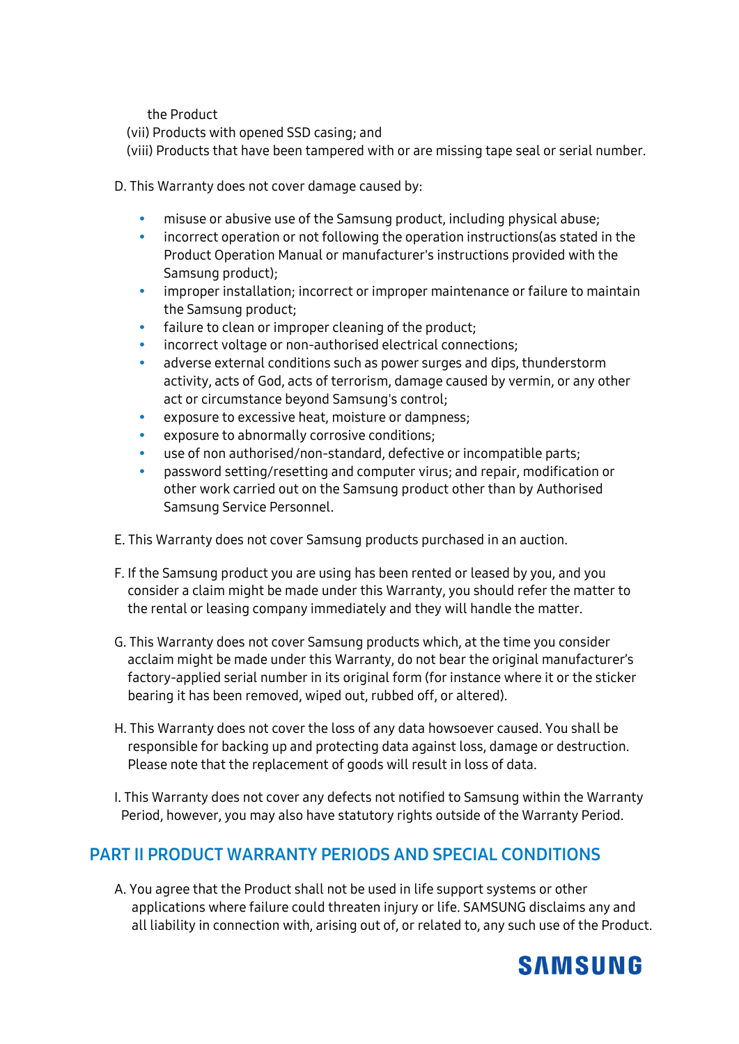the Product

(vii) Products with opened SSD casing; and

(viii) Products that have been tampered with or are missing tape seal or serial number.

D. This Warranty does not cover damage caused by:

- misuse or abusive use of the Samsung product, including physical abuse;
- incorrect operation or not following the operation instructions(as stated in the Product Operation Manual or manufacturer's instructions provided with the Samsung product);
- improper installation; incorrect or improper maintenance or failure to maintain the Samsung product;
- failure to clean or improper cleaning of the product;
- incorrect voltage or non-authorised electrical connections;
- adverse external conditions such as power surges and dips, thunderstorm activity, acts of God, acts of terrorism, damage caused by vermin, or any other act or circumstance beyond Samsung's control;
- exposure to excessive heat, moisture or dampness;
- exposure to abnormally corrosive conditions;
- use of non authorised/non-standard, defective or incompatible parts;
- password setting/resetting and computer virus; and repair, modification or other work carried out on the Samsung product other than by Authorised Samsung Service Personnel.

E. This Warranty does not cover Samsung products purchased in an auction.

F. If the Samsung product you are using has been rented or leased by you, and you consider a claim might be made under this Warranty, you should refer the matter to the rental or leasing company immediately and they will handle the matter.

G. This Warranty does not cover Samsung products which, at the time you consider acclaim might be made under this Warranty, do not bear the original manufacturer's factory-applied serial number in its original form (for instance where it or the sticker bearing it has been removed, wiped out, rubbed off, or altered).

H. This Warranty does not cover the loss of any data howsoever caused. You shall be responsible for backing up and protecting data against loss, damage or destruction. Please note that the replacement of goods will result in loss of data.

I. This Warranty does not cover any defects not notified to Samsung within the Warranty Period, however, you may also have statutory rights outside of the Warranty Period.

## PART II PRODUCT WARRANTY PERIODS AND SPECIAL CONDITIONS

A. You agree that the Product shall not be used in life support systems or other applications where failure could threaten injury or life. SAMSUNG disclaims any and all liability in connection with, arising out of, or related to, any such use of the Product.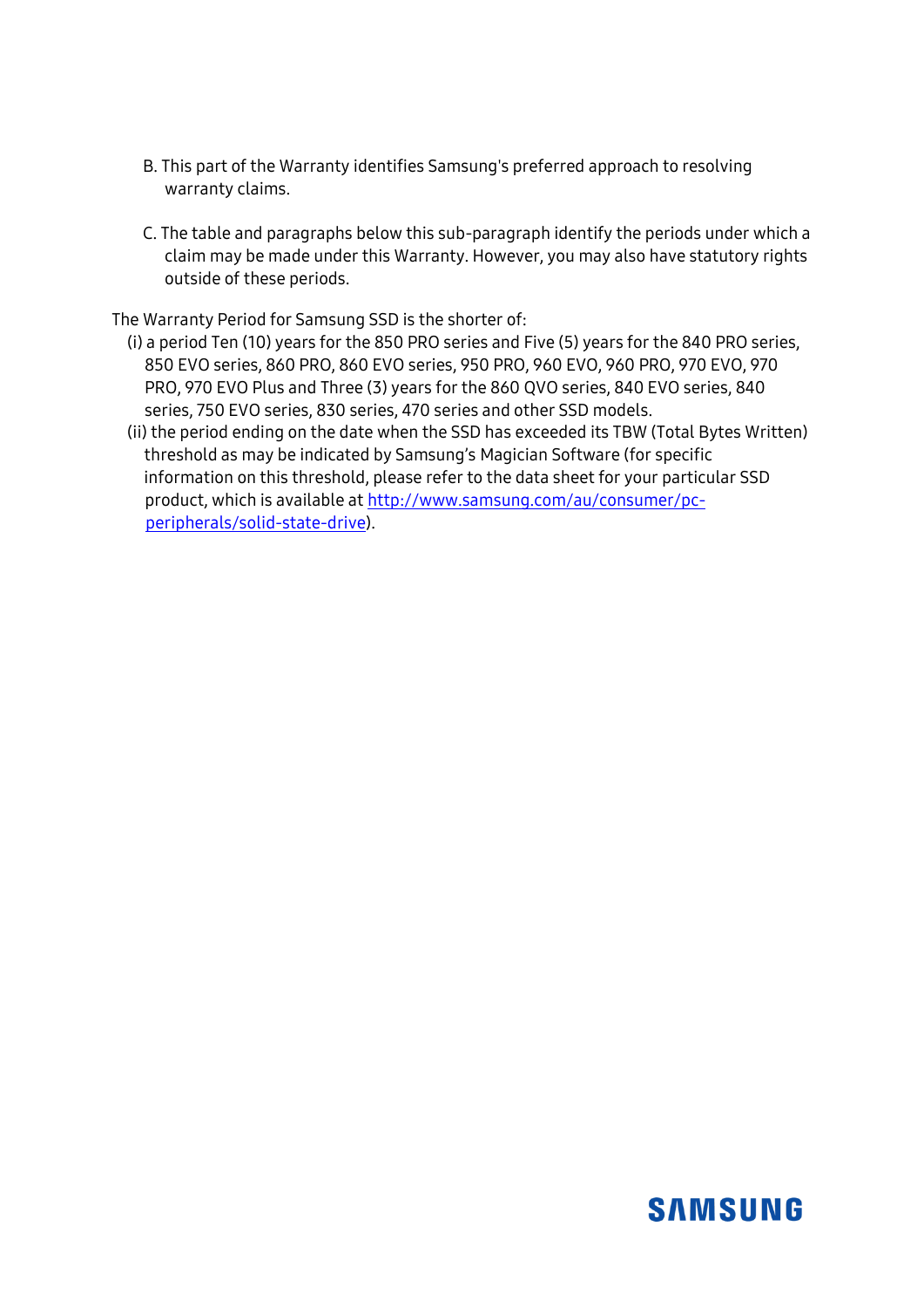B. This part of the Warranty identifies Samsung's preferred approach to resolving warranty claims.

C. The table and paragraphs below this sub-paragraph identify the periods under which a claim may be made under this Warranty. However, you may also have statutory rights outside of these periods.

The Warranty Period for Samsung SSD is the shorter of:

(i) a period Ten (10) years for the 850 PRO series and Five (5) years for the 840 PRO series, 850 EVO series, 860 PRO, 860 EVO series, 950 PRO, 960 EVO, 960 PRO, 970 EVO, 970 PRO, 970 EVO Plus and Three (3) years for the 860 QVO series, 840 EVO series, 840 series, 750 EVO series, 830 series, 470 series and other SSD models.

(ii) the period ending on the date when the SSD has exceeded its TBW (Total Bytes Written) threshold as may be indicated by Samsung's Magician Software (for specific information on this threshold, please refer to the data sheet for your particular SSD product, which is available at [http://www.samsung.com/au/consumer/pc-peripherals/solid-state-drive](http://www.samsung.com/au/consumer/pc-peripherals/solid-state-drive)).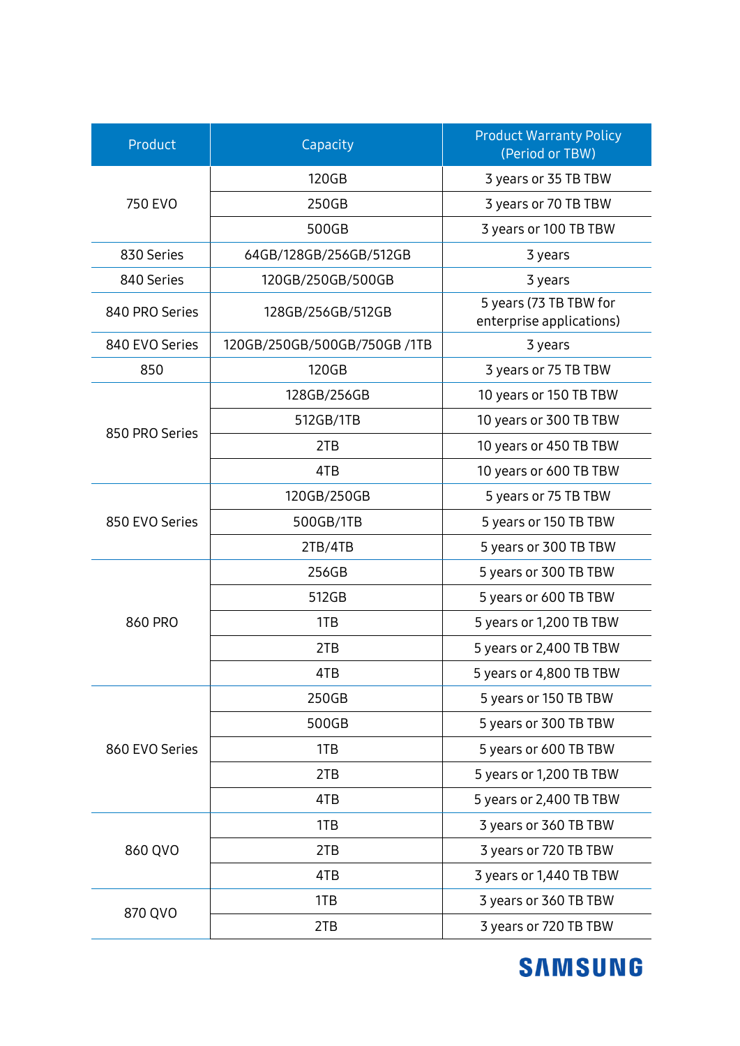| Product | Capacity | Product Warranty Policy (Period or TBW) |
|---|---|---|
| 750 EVO | 120GB | 3 years or 35 TB TBW |
| | 250GB | 3 years or 70 TB TBW |
| | 500GB | 3 years or 100 TB TBW |
| 830 Series | 64GB/128GB/256GB/512GB | 3 years |
| 840 Series | 120GB/250GB/500GB | 3 years |
| 840 PRO Series | 128GB/256GB/512GB | 5 years (73 TB TBW for enterprise applications) |
| 840 EVO Series | 120GB/250GB/500GB/750GB /1TB | 3 years |
| 850 | 120GB | 3 years or 75 TB TBW |
| 850 PRO Series | 128GB/256GB | 10 years or 150 TB TBW |
| | 512GB/1TB | 10 years or 300 TB TBW |
| | 2TB | 10 years or 450 TB TBW |
| | 4TB | 10 years or 600 TB TBW |
| 850 EVO Series | 120GB/250GB | 5 years or 75 TB TBW |
| | 500GB/1TB | 5 years or 150 TB TBW |
| | 2TB/4TB | 5 years or 300 TB TBW |
| 860 PRO | 256GB | 5 years or 300 TB TBW |
| | 512GB | 5 years or 600 TB TBW |
| | 1TB | 5 years or 1,200 TB TBW |
| | 2TB | 5 years or 2,400 TB TBW |
| | 4TB | 5 years or 4,800 TB TBW |
| 860 EVO Series | 250GB | 5 years or 150 TB TBW |
| | 500GB | 5 years or 300 TB TBW |
| | 1TB | 5 years or 600 TB TBW |
| | 2TB | 5 years or 1,200 TB TBW |
| | 4TB | 5 years or 2,400 TB TBW |
| 860 QVO | 1TB | 3 years or 360 TB TBW |
| | 2TB | 3 years or 720 TB TBW |
| | 4TB | 3 years or 1,440 TB TBW |
| 870 QVO | 1TB | 3 years or 360 TB TBW |
| | 2TB | 3 years or 720 TB TBW |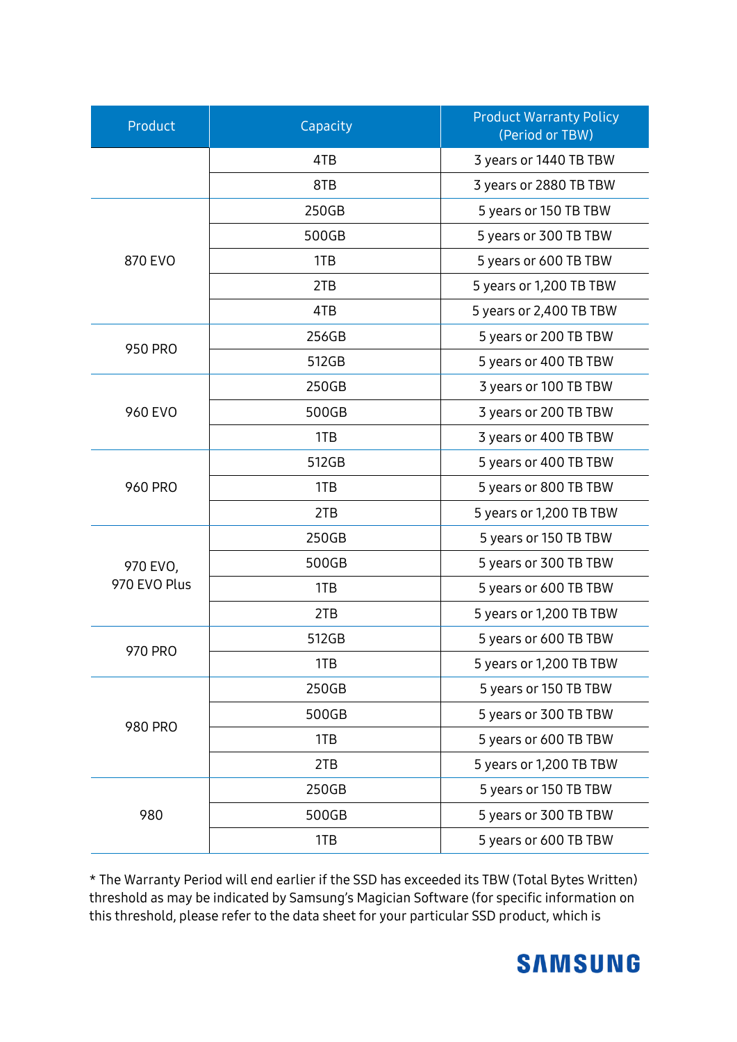| Product | Capacity | Product Warranty Policy (Period or TBW) |
|---|---|---|
| | 4TB | 3 years or 1440 TB TBW |
| | 8TB | 3 years or 2880 TB TBW |
| 870 EVO | 250GB | 5 years or 150 TB TBW |
| | 500GB | 5 years or 300 TB TBW |
| | 1TB | 5 years or 600 TB TBW |
| | 2TB | 5 years or 1,200 TB TBW |
| | 4TB | 5 years or 2,400 TB TBW |
| 950 PRO | 256GB | 5 years or 200 TB TBW |
| | 512GB | 5 years or 400 TB TBW |
| 960 EVO | 250GB | 3 years or 100 TB TBW |
| | 500GB | 3 years or 200 TB TBW |
| | 1TB | 3 years or 400 TB TBW |
| 960 PRO | 512GB | 5 years or 400 TB TBW |
| | 1TB | 5 years or 800 TB TBW |
| | 2TB | 5 years or 1,200 TB TBW |
| 970 EVO, 970 EVO Plus | 250GB | 5 years or 150 TB TBW |
| | 500GB | 5 years or 300 TB TBW |
| | 1TB | 5 years or 600 TB TBW |
| | 2TB | 5 years or 1,200 TB TBW |
| 970 PRO | 512GB | 5 years or 600 TB TBW |
| | 1TB | 5 years or 1,200 TB TBW |
| 980 PRO | 250GB | 5 years or 150 TB TBW |
| | 500GB | 5 years or 300 TB TBW |
| | 1TB | 5 years or 600 TB TBW |
| | 2TB | 5 years or 1,200 TB TBW |
| 980 | 250GB | 5 years or 150 TB TBW |
| | 500GB | 5 years or 300 TB TBW |
| | 1TB | 5 years or 600 TB TBW |

* The Warranty Period will end earlier if the SSD has exceeded its TBW (Total Bytes Written) threshold as may be indicated by Samsung's Magician Software (for specific information on this threshold, please refer to the data sheet for your particular SSD product, which is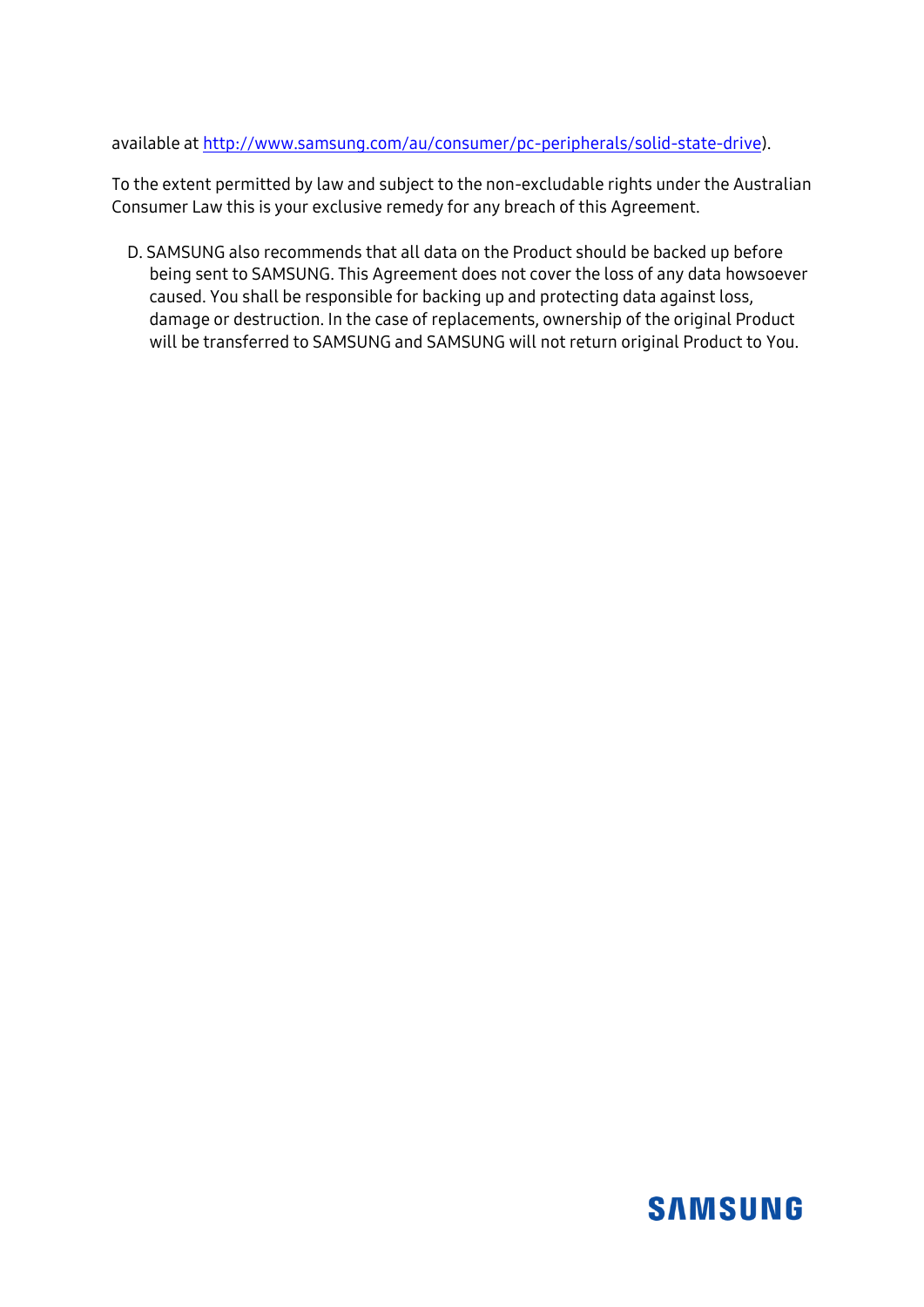available at [http://www.samsung.com/au/consumer/pc-peripherals/solid-state-drive](http://www.samsung.com/au/consumer/pc-peripherals/solid-state-drive)).

To the extent permitted by law and subject to the non-excludable rights under the Australian Consumer Law this is your exclusive remedy for any breach of this Agreement.

D. SAMSUNG also recommends that all data on the Product should be backed up before being sent to SAMSUNG. This Agreement does not cover the loss of any data howsoever caused. You shall be responsible for backing up and protecting data against loss, damage or destruction. In the case of replacements, ownership of the original Product will be transferred to SAMSUNG and SAMSUNG will not return original Product to You.